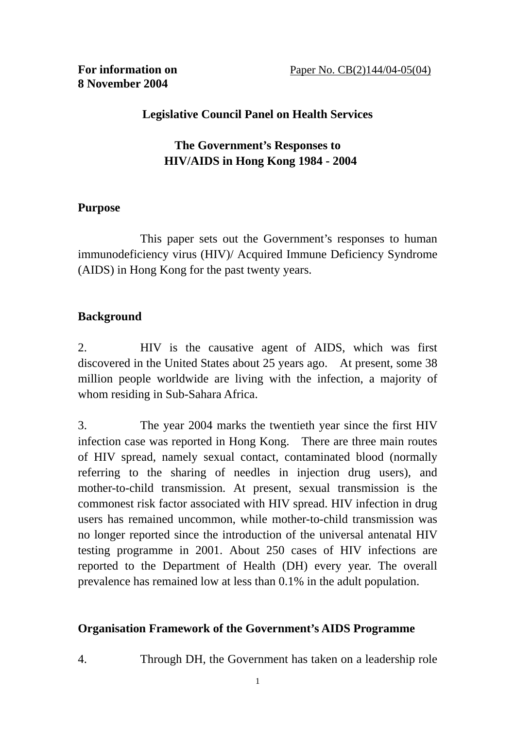**For information on 8 November 2004**

Paper No. CB(2)144/04-05(04)

**Legislative Council Panel on Health Services**

**The Government's Responses to HIV/AIDS in Hong Kong 1984 - 2004**

## Purpose

This paper sets out the Government's responses to human immunodeficiency virus (HIV)/ Acquired Immune Deficiency Syndrome (AIDS) in Hong Kong for the past twenty years.

## Background

2. HIV is the causative agent of AIDS, which was first discovered in the United States about 25 years ago. At present, some 38 million people worldwide are living with the infection, a majority of whom residing in Sub-Sahara Africa.

3. The year 2004 marks the twentieth year since the first HIV infection case was reported in Hong Kong. There are three main routes of HIV spread, namely sexual contact, contaminated blood (normally referring to the sharing of needles in injection drug users), and mother-to-child transmission. At present, sexual transmission is the commonest risk factor associated with HIV spread. HIV infection in drug users has remained uncommon, while mother-to-child transmission was no longer reported since the introduction of the universal antenatal HIV testing programme in 2001. About 250 cases of HIV infections are reported to the Department of Health (DH) every year. The overall prevalence has remained low at less than 0.1% in the adult population.

## Organisation Framework of the Government's AIDS Programme

4. Through DH, the Government has taken on a leadership role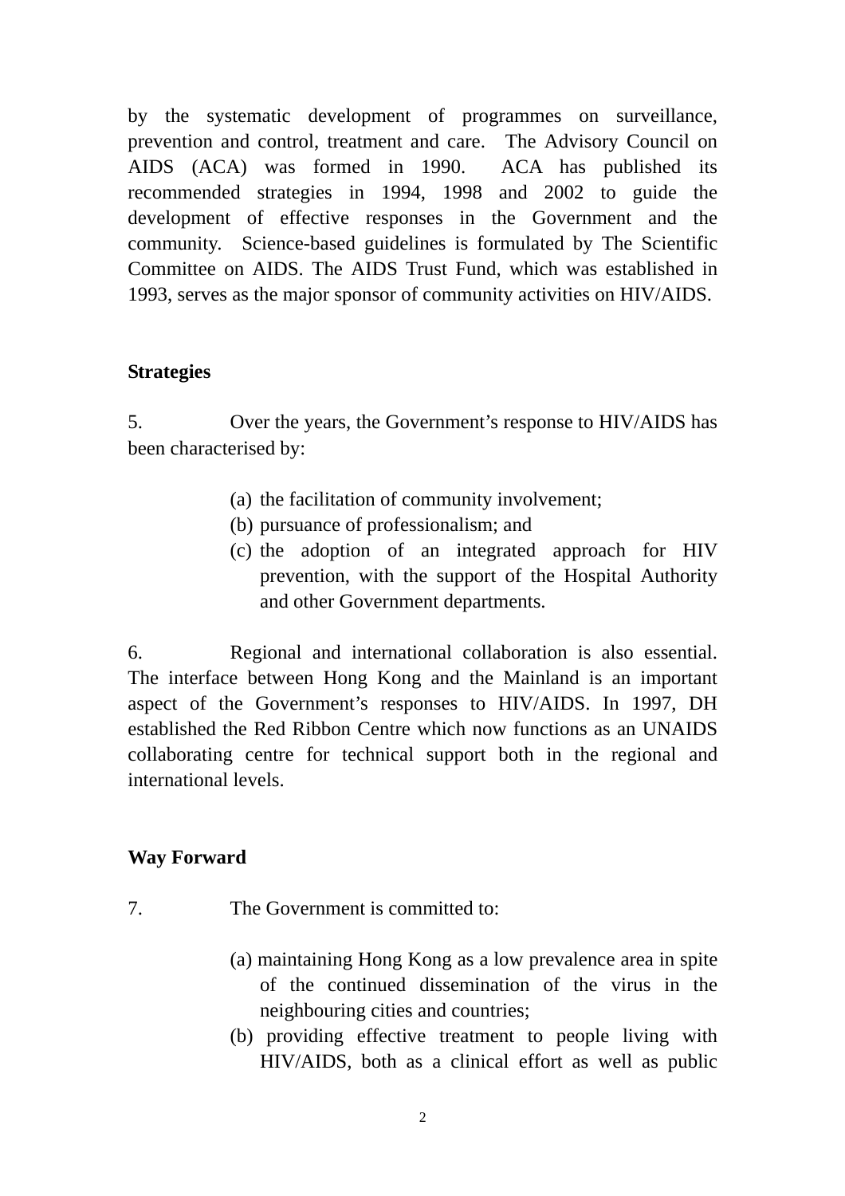by the systematic development of programmes on surveillance, prevention and control, treatment and care. The Advisory Council on AIDS (ACA) was formed in 1990. ACA has published its recommended strategies in 1994, 1998 and 2002 to guide the development of effective responses in the Government and the community. Science-based guidelines is formulated by The Scientific Committee on AIDS. The AIDS Trust Fund, which was established in 1993, serves as the major sponsor of community activities on HIV/AIDS.

**Strategies**

5. Over the years, the Government's response to HIV/AIDS has been characterised by:

(a) the facilitation of community involvement;
(b) pursuance of professionalism; and
(c) the adoption of an integrated approach for HIV prevention, with the support of the Hospital Authority and other Government departments.

6. Regional and international collaboration is also essential. The interface between Hong Kong and the Mainland is an important aspect of the Government's responses to HIV/AIDS. In 1997, DH established the Red Ribbon Centre which now functions as an UNAIDS collaborating centre for technical support both in the regional and international levels.

**Way Forward**

7. The Government is committed to:

(a) maintaining Hong Kong as a low prevalence area in spite of the continued dissemination of the virus in the neighbouring cities and countries;
(b) providing effective treatment to people living with HIV/AIDS, both as a clinical effort as well as public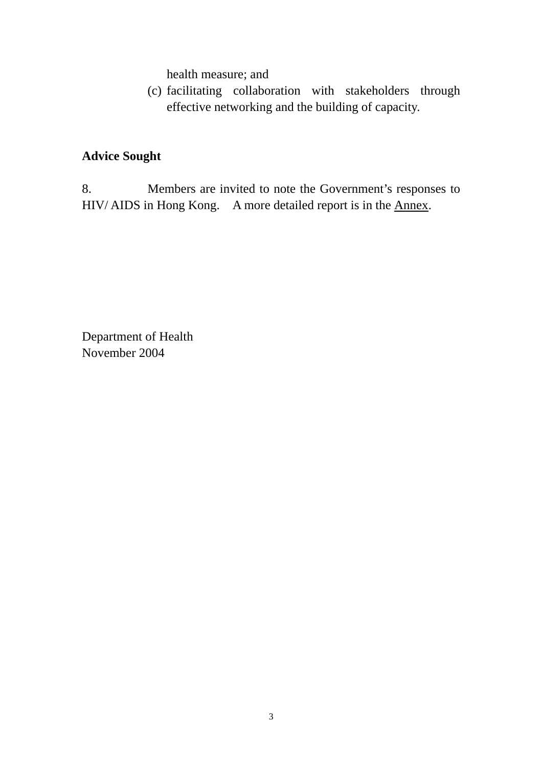health measure; and

(c) facilitating collaboration with stakeholders through effective networking and the building of capacity.

**Advice Sought**

8. Members are invited to note the Government's responses to HIV/ AIDS in Hong Kong. A more detailed report is in the <u>Annex</u>.

Department of Health
November 2004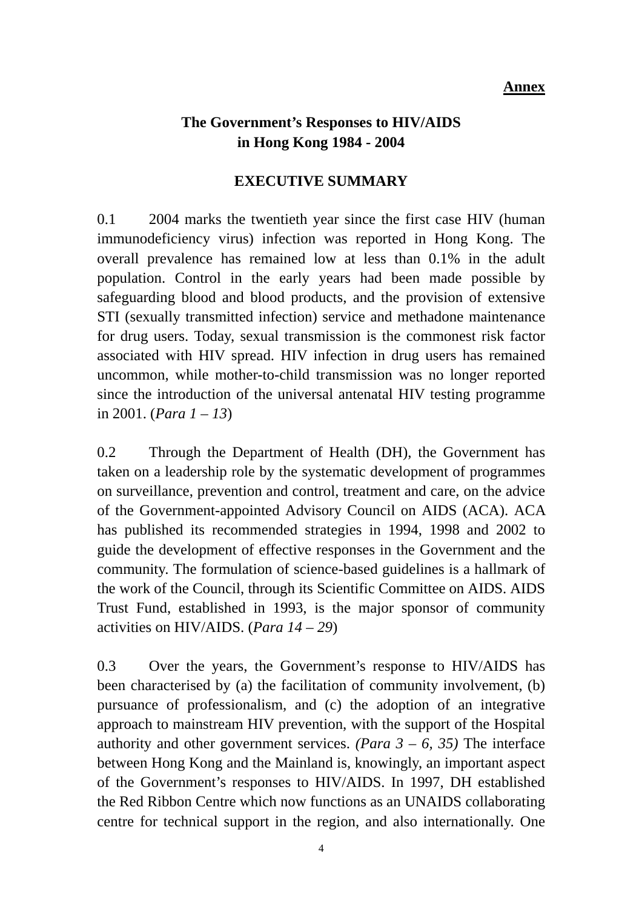**Annex**

**The Government's Responses to HIV/AIDS in Hong Kong 1984 - 2004**

**EXECUTIVE SUMMARY**

0.1 2004 marks the twentieth year since the first case HIV (human immunodeficiency virus) infection was reported in Hong Kong. The overall prevalence has remained low at less than 0.1% in the adult population. Control in the early years had been made possible by safeguarding blood and blood products, and the provision of extensive STI (sexually transmitted infection) service and methadone maintenance for drug users. Today, sexual transmission is the commonest risk factor associated with HIV spread. HIV infection in drug users has remained uncommon, while mother-to-child transmission was no longer reported since the introduction of the universal antenatal HIV testing programme in 2001. (*Para 1 – 13*)

0.2 Through the Department of Health (DH), the Government has taken on a leadership role by the systematic development of programmes on surveillance, prevention and control, treatment and care, on the advice of the Government-appointed Advisory Council on AIDS (ACA). ACA has published its recommended strategies in 1994, 1998 and 2002 to guide the development of effective responses in the Government and the community. The formulation of science-based guidelines is a hallmark of the work of the Council, through its Scientific Committee on AIDS. AIDS Trust Fund, established in 1993, is the major sponsor of community activities on HIV/AIDS. (*Para 14 – 29*)

0.3 Over the years, the Government's response to HIV/AIDS has been characterised by (a) the facilitation of community involvement, (b) pursuance of professionalism, and (c) the adoption of an integrative approach to mainstream HIV prevention, with the support of the Hospital authority and other government services. *(Para 3 – 6, 35)* The interface between Hong Kong and the Mainland is, knowingly, an important aspect of the Government's responses to HIV/AIDS. In 1997, DH established the Red Ribbon Centre which now functions as an UNAIDS collaborating centre for technical support in the region, and also internationally. One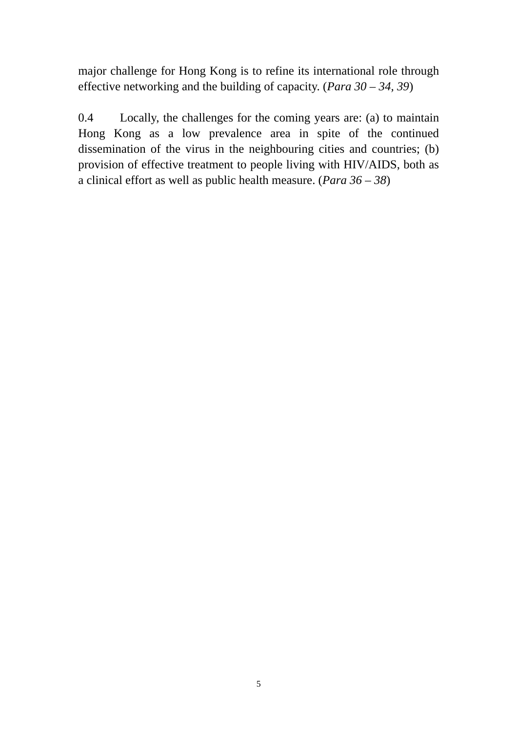major challenge for Hong Kong is to refine its international role through effective networking and the building of capacity. (*Para 30 – 34, 39*)

0.4 Locally, the challenges for the coming years are: (a) to maintain Hong Kong as a low prevalence area in spite of the continued dissemination of the virus in the neighbouring cities and countries; (b) provision of effective treatment to people living with HIV/AIDS, both as a clinical effort as well as public health measure. (*Para 36 – 38*)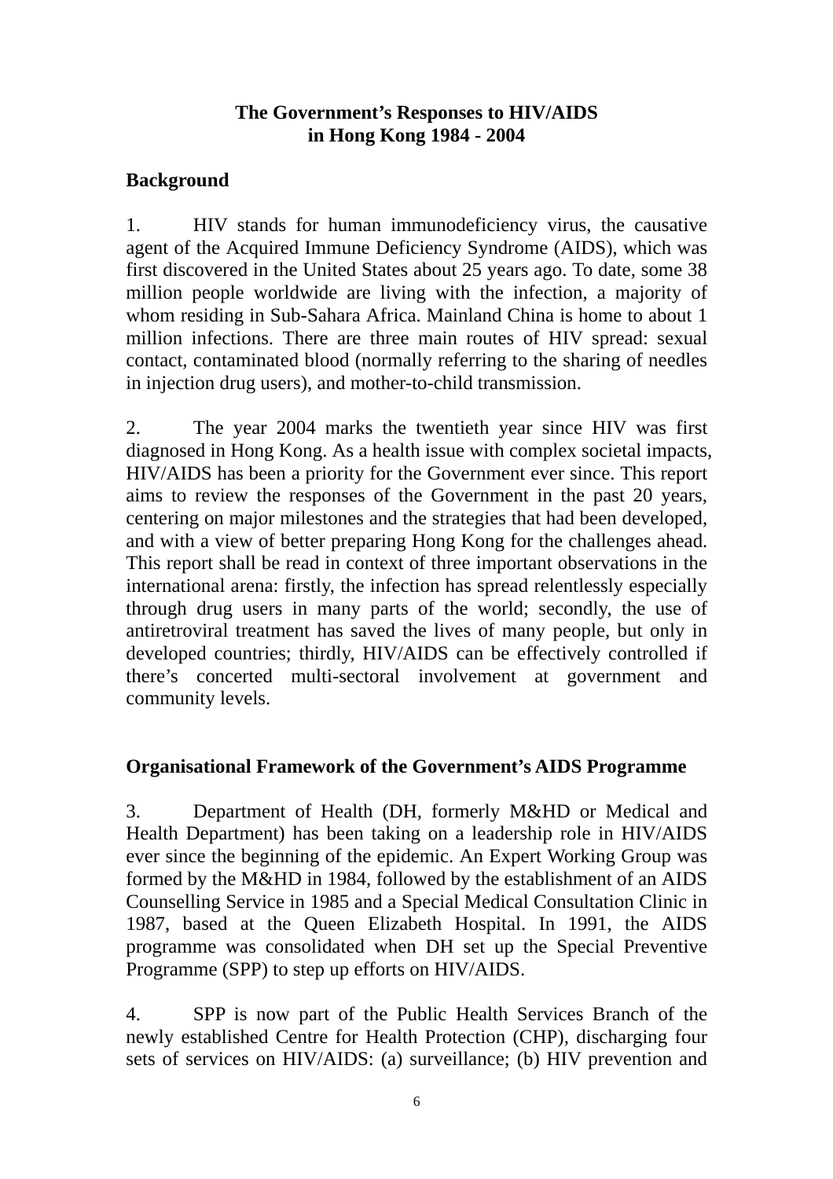**The Government's Responses to HIV/AIDS in Hong Kong 1984 - 2004**

## Background

1. HIV stands for human immunodeficiency virus, the causative agent of the Acquired Immune Deficiency Syndrome (AIDS), which was first discovered in the United States about 25 years ago. To date, some 38 million people worldwide are living with the infection, a majority of whom residing in Sub-Sahara Africa. Mainland China is home to about 1 million infections. There are three main routes of HIV spread: sexual contact, contaminated blood (normally referring to the sharing of needles in injection drug users), and mother-to-child transmission.

2. The year 2004 marks the twentieth year since HIV was first diagnosed in Hong Kong. As a health issue with complex societal impacts, HIV/AIDS has been a priority for the Government ever since. This report aims to review the responses of the Government in the past 20 years, centering on major milestones and the strategies that had been developed, and with a view of better preparing Hong Kong for the challenges ahead. This report shall be read in context of three important observations in the international arena: firstly, the infection has spread relentlessly especially through drug users in many parts of the world; secondly, the use of antiretroviral treatment has saved the lives of many people, but only in developed countries; thirdly, HIV/AIDS can be effectively controlled if there's concerted multi-sectoral involvement at government and community levels.

## Organisational Framework of the Government's AIDS Programme

3. Department of Health (DH, formerly M&HD or Medical and Health Department) has been taking on a leadership role in HIV/AIDS ever since the beginning of the epidemic. An Expert Working Group was formed by the M&HD in 1984, followed by the establishment of an AIDS Counselling Service in 1985 and a Special Medical Consultation Clinic in 1987, based at the Queen Elizabeth Hospital. In 1991, the AIDS programme was consolidated when DH set up the Special Preventive Programme (SPP) to step up efforts on HIV/AIDS.

4. SPP is now part of the Public Health Services Branch of the newly established Centre for Health Protection (CHP), discharging four sets of services on HIV/AIDS: (a) surveillance; (b) HIV prevention and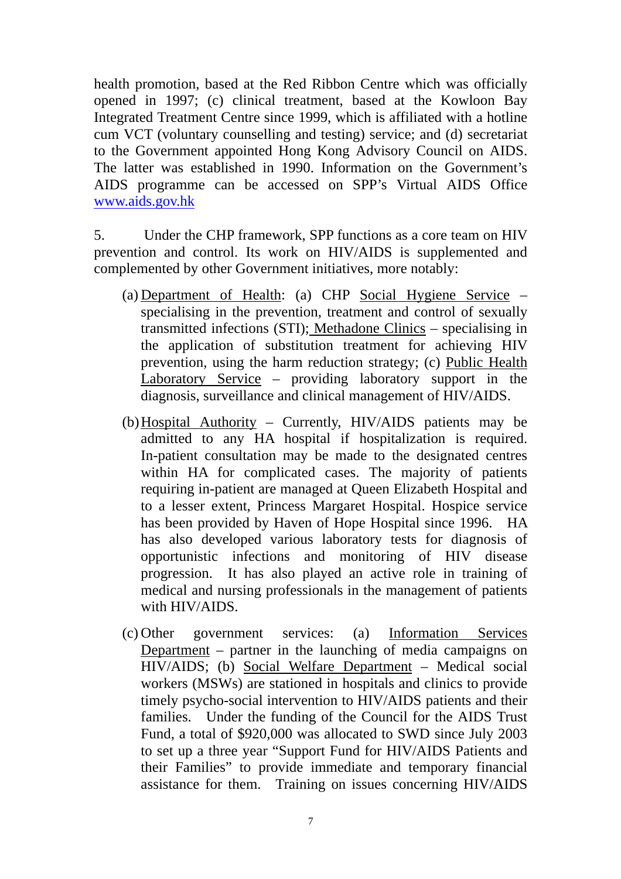health promotion, based at the Red Ribbon Centre which was officially opened in 1997; (c) clinical treatment, based at the Kowloon Bay Integrated Treatment Centre since 1999, which is affiliated with a hotline cum VCT (voluntary counselling and testing) service; and (d) secretariat to the Government appointed Hong Kong Advisory Council on AIDS. The latter was established in 1990. Information on the Government's AIDS programme can be accessed on SPP's Virtual AIDS Office www.aids.gov.hk

5. Under the CHP framework, SPP functions as a core team on HIV prevention and control. Its work on HIV/AIDS is supplemented and complemented by other Government initiatives, more notably:

(a) Department of Health: (a) CHP Social Hygiene Service – specialising in the prevention, treatment and control of sexually transmitted infections (STI); Methadone Clinics – specialising in the application of substitution treatment for achieving HIV prevention, using the harm reduction strategy; (c) Public Health Laboratory Service – providing laboratory support in the diagnosis, surveillance and clinical management of HIV/AIDS.

(b) Hospital Authority – Currently, HIV/AIDS patients may be admitted to any HA hospital if hospitalization is required. In-patient consultation may be made to the designated centres within HA for complicated cases. The majority of patients requiring in-patient are managed at Queen Elizabeth Hospital and to a lesser extent, Princess Margaret Hospital. Hospice service has been provided by Haven of Hope Hospital since 1996. HA has also developed various laboratory tests for diagnosis of opportunistic infections and monitoring of HIV disease progression. It has also played an active role in training of medical and nursing professionals in the management of patients with HIV/AIDS.

(c) Other government services: (a) Information Services Department – partner in the launching of media campaigns on HIV/AIDS; (b) Social Welfare Department – Medical social workers (MSWs) are stationed in hospitals and clinics to provide timely psycho-social intervention to HIV/AIDS patients and their families. Under the funding of the Council for the AIDS Trust Fund, a total of $920,000 was allocated to SWD since July 2003 to set up a three year "Support Fund for HIV/AIDS Patients and their Families" to provide immediate and temporary financial assistance for them. Training on issues concerning HIV/AIDS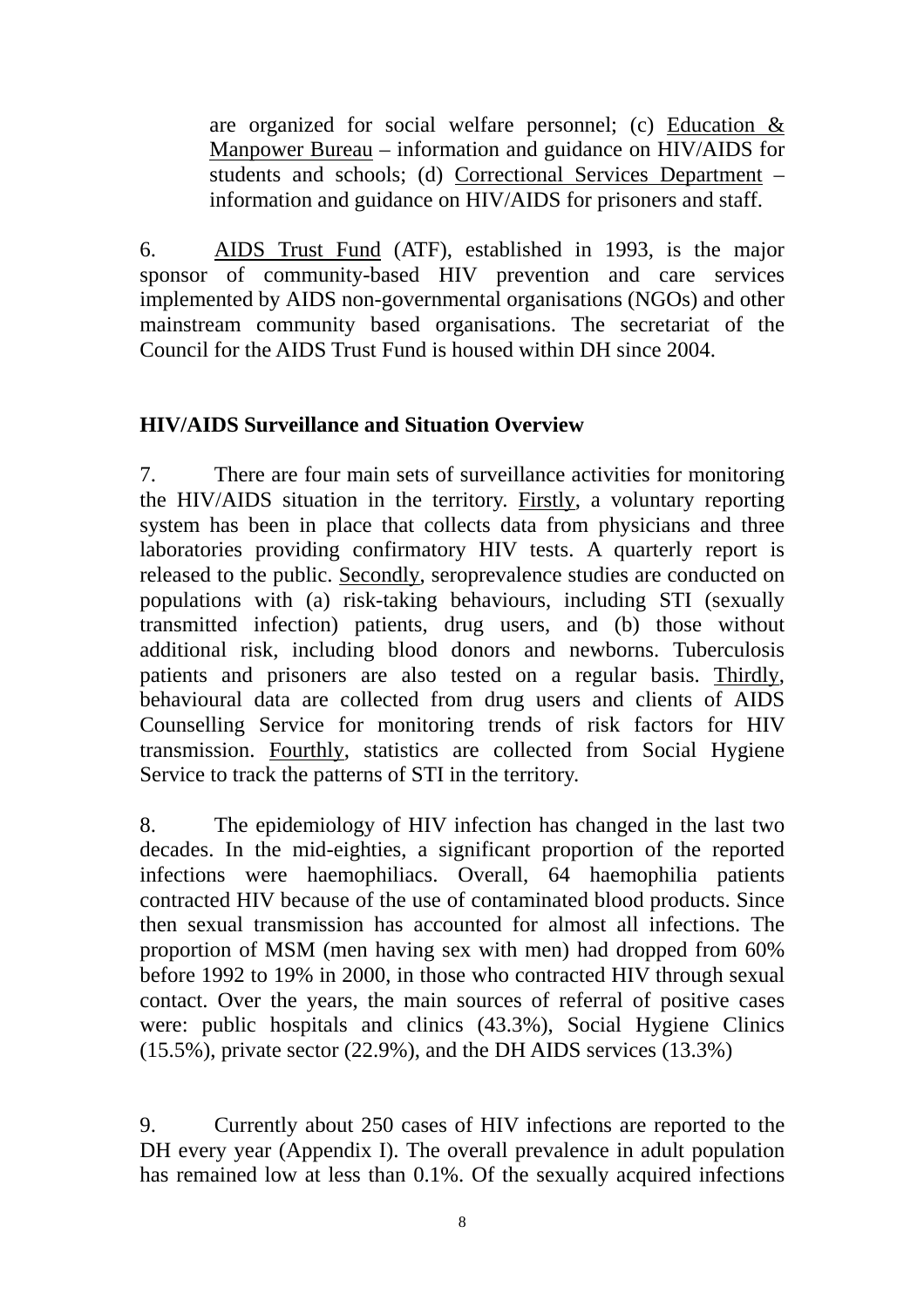are organized for social welfare personnel; (c) Education & Manpower Bureau – information and guidance on HIV/AIDS for students and schools; (d) Correctional Services Department – information and guidance on HIV/AIDS for prisoners and staff.

6. AIDS Trust Fund (ATF), established in 1993, is the major sponsor of community-based HIV prevention and care services implemented by AIDS non-governmental organisations (NGOs) and other mainstream community based organisations. The secretariat of the Council for the AIDS Trust Fund is housed within DH since 2004.

**HIV/AIDS Surveillance and Situation Overview**

7. There are four main sets of surveillance activities for monitoring the HIV/AIDS situation in the territory. Firstly, a voluntary reporting system has been in place that collects data from physicians and three laboratories providing confirmatory HIV tests. A quarterly report is released to the public. Secondly, seroprevalence studies are conducted on populations with (a) risk-taking behaviours, including STI (sexually transmitted infection) patients, drug users, and (b) those without additional risk, including blood donors and newborns. Tuberculosis patients and prisoners are also tested on a regular basis. Thirdly, behavioural data are collected from drug users and clients of AIDS Counselling Service for monitoring trends of risk factors for HIV transmission. Fourthly, statistics are collected from Social Hygiene Service to track the patterns of STI in the territory.

8. The epidemiology of HIV infection has changed in the last two decades. In the mid-eighties, a significant proportion of the reported infections were haemophiliacs. Overall, 64 haemophilia patients contracted HIV because of the use of contaminated blood products. Since then sexual transmission has accounted for almost all infections. The proportion of MSM (men having sex with men) had dropped from 60% before 1992 to 19% in 2000, in those who contracted HIV through sexual contact. Over the years, the main sources of referral of positive cases were: public hospitals and clinics (43.3%), Social Hygiene Clinics (15.5%), private sector (22.9%), and the DH AIDS services (13.3%)

9. Currently about 250 cases of HIV infections are reported to the DH every year (Appendix I). The overall prevalence in adult population has remained low at less than 0.1%. Of the sexually acquired infections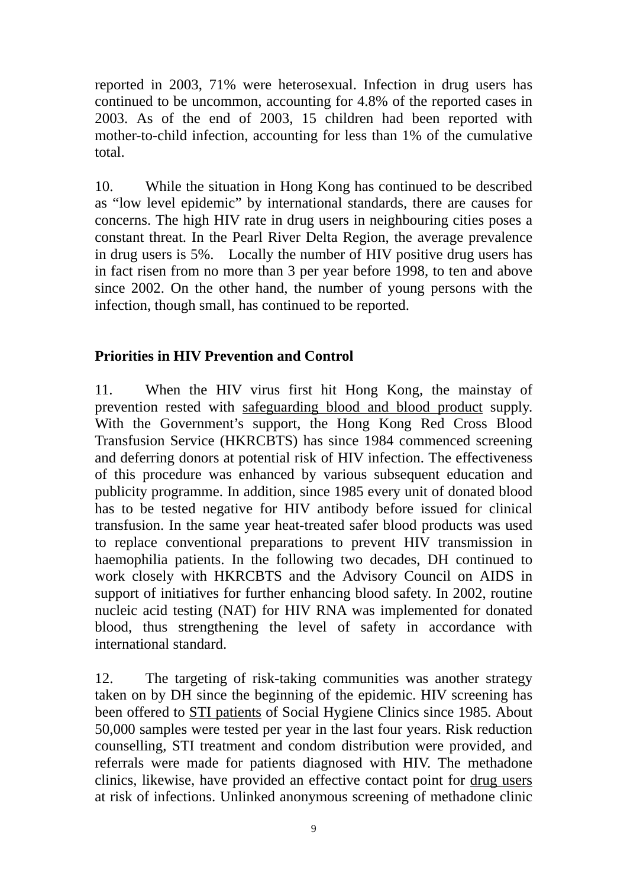reported in 2003, 71% were heterosexual. Infection in drug users has continued to be uncommon, accounting for 4.8% of the reported cases in 2003. As of the end of 2003, 15 children had been reported with mother-to-child infection, accounting for less than 1% of the cumulative total.

10. While the situation in Hong Kong has continued to be described as "low level epidemic" by international standards, there are causes for concerns. The high HIV rate in drug users in neighbouring cities poses a constant threat. In the Pearl River Delta Region, the average prevalence in drug users is 5%. Locally the number of HIV positive drug users has in fact risen from no more than 3 per year before 1998, to ten and above since 2002. On the other hand, the number of young persons with the infection, though small, has continued to be reported.

## Priorities in HIV Prevention and Control

11. When the HIV virus first hit Hong Kong, the mainstay of prevention rested with <u>safeguarding blood and blood product</u> supply. With the Government's support, the Hong Kong Red Cross Blood Transfusion Service (HKRCBTS) has since 1984 commenced screening and deferring donors at potential risk of HIV infection. The effectiveness of this procedure was enhanced by various subsequent education and publicity programme. In addition, since 1985 every unit of donated blood has to be tested negative for HIV antibody before issued for clinical transfusion. In the same year heat-treated safer blood products was used to replace conventional preparations to prevent HIV transmission in haemophilia patients. In the following two decades, DH continued to work closely with HKRCBTS and the Advisory Council on AIDS in support of initiatives for further enhancing blood safety. In 2002, routine nucleic acid testing (NAT) for HIV RNA was implemented for donated blood, thus strengthening the level of safety in accordance with international standard.

12. The targeting of risk-taking communities was another strategy taken on by DH since the beginning of the epidemic. HIV screening has been offered to <u>STI patients</u> of Social Hygiene Clinics since 1985. About 50,000 samples were tested per year in the last four years. Risk reduction counselling, STI treatment and condom distribution were provided, and referrals were made for patients diagnosed with HIV. The methadone clinics, likewise, have provided an effective contact point for <u>drug users</u> at risk of infections. Unlinked anonymous screening of methadone clinic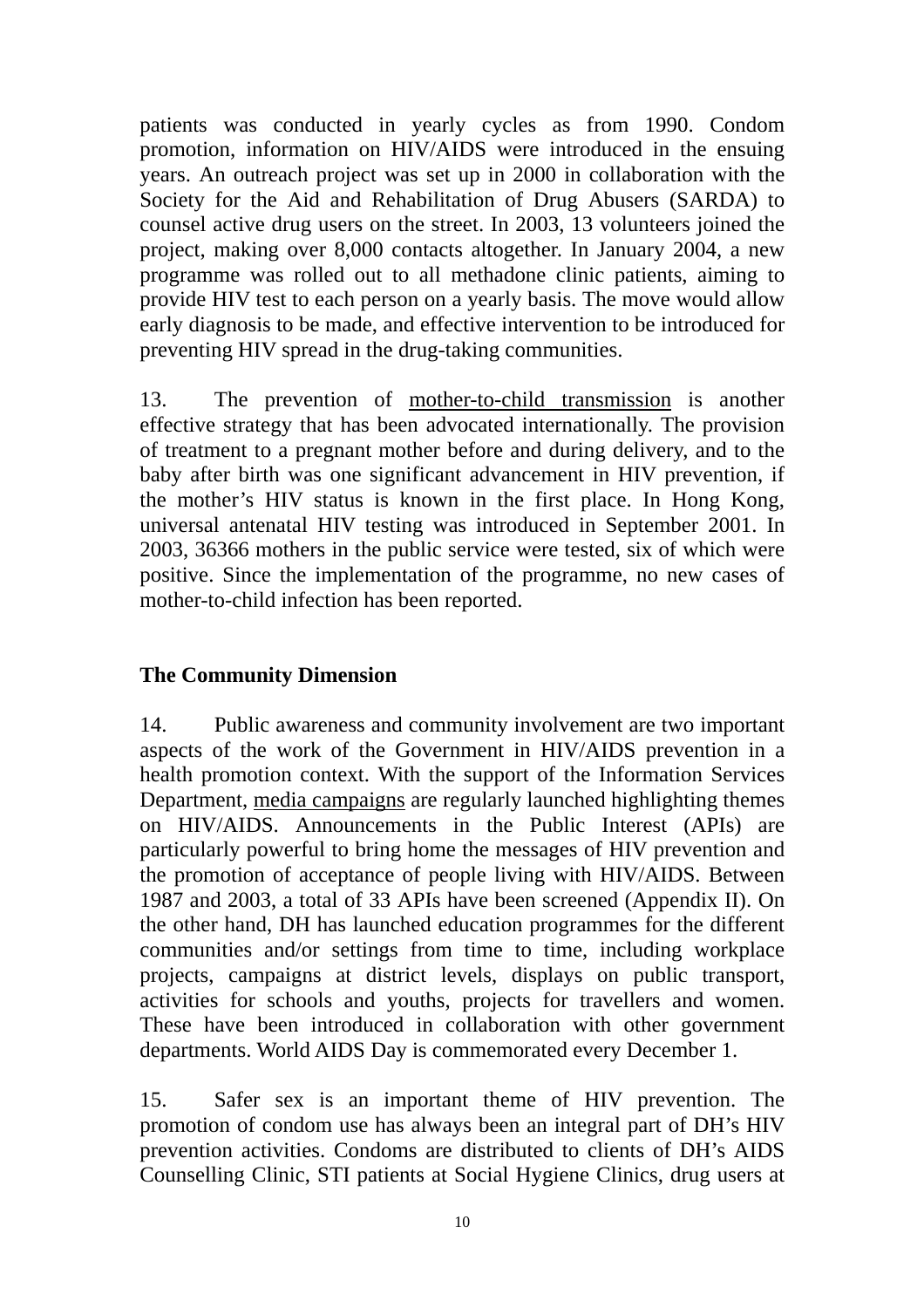patients was conducted in yearly cycles as from 1990. Condom promotion, information on HIV/AIDS were introduced in the ensuing years. An outreach project was set up in 2000 in collaboration with the Society for the Aid and Rehabilitation of Drug Abusers (SARDA) to counsel active drug users on the street. In 2003, 13 volunteers joined the project, making over 8,000 contacts altogether. In January 2004, a new programme was rolled out to all methadone clinic patients, aiming to provide HIV test to each person on a yearly basis. The move would allow early diagnosis to be made, and effective intervention to be introduced for preventing HIV spread in the drug-taking communities.

13. The prevention of <u>mother-to-child transmission</u> is another effective strategy that has been advocated internationally. The provision of treatment to a pregnant mother before and during delivery, and to the baby after birth was one significant advancement in HIV prevention, if the mother's HIV status is known in the first place. In Hong Kong, universal antenatal HIV testing was introduced in September 2001. In 2003, 36366 mothers in the public service were tested, six of which were positive. Since the implementation of the programme, no new cases of mother-to-child infection has been reported.

**The Community Dimension**

14. Public awareness and community involvement are two important aspects of the work of the Government in HIV/AIDS prevention in a health promotion context. With the support of the Information Services Department, <u>media campaigns</u> are regularly launched highlighting themes on HIV/AIDS. Announcements in the Public Interest (APIs) are particularly powerful to bring home the messages of HIV prevention and the promotion of acceptance of people living with HIV/AIDS. Between 1987 and 2003, a total of 33 APIs have been screened (Appendix II). On the other hand, DH has launched education programmes for the different communities and/or settings from time to time, including workplace projects, campaigns at district levels, displays on public transport, activities for schools and youths, projects for travellers and women. These have been introduced in collaboration with other government departments. World AIDS Day is commemorated every December 1.

15. Safer sex is an important theme of HIV prevention. The promotion of condom use has always been an integral part of DH's HIV prevention activities. Condoms are distributed to clients of DH's AIDS Counselling Clinic, STI patients at Social Hygiene Clinics, drug users at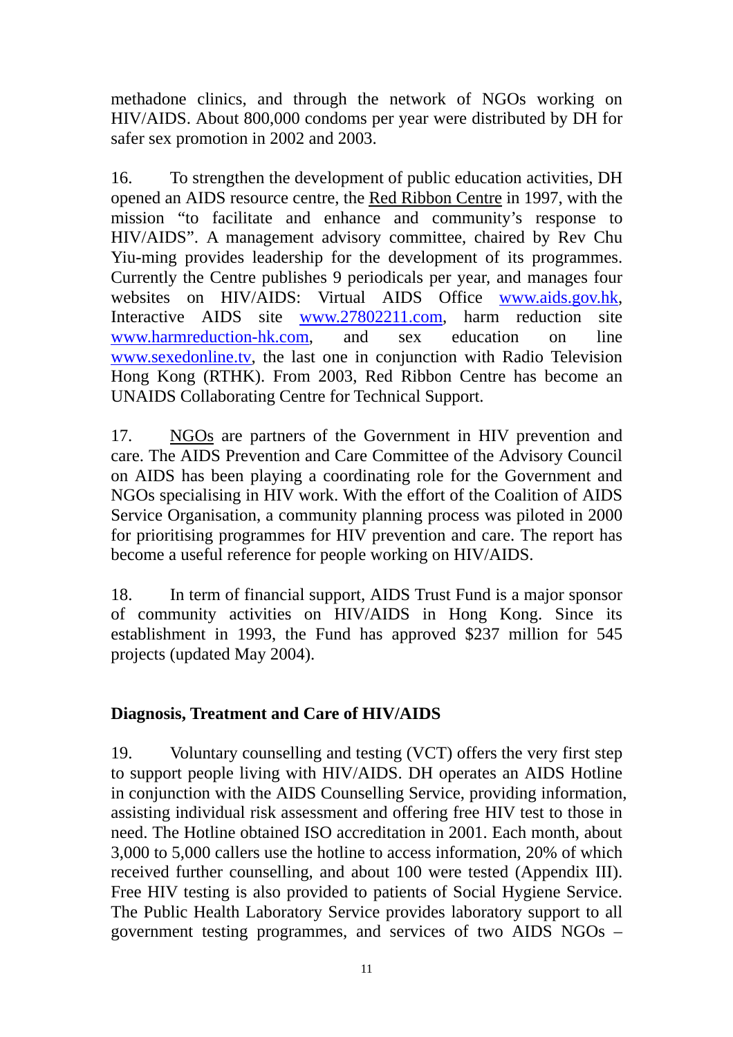methadone clinics, and through the network of NGOs working on HIV/AIDS. About 800,000 condoms per year were distributed by DH for safer sex promotion in 2002 and 2003.

16. To strengthen the development of public education activities, DH opened an AIDS resource centre, the Red Ribbon Centre in 1997, with the mission "to facilitate and enhance and community's response to HIV/AIDS". A management advisory committee, chaired by Rev Chu Yiu-ming provides leadership for the development of its programmes. Currently the Centre publishes 9 periodicals per year, and manages four websites on HIV/AIDS: Virtual AIDS Office www.aids.gov.hk, Interactive AIDS site www.27802211.com, harm reduction site www.harmreduction-hk.com, and sex education on line www.sexedonline.tv, the last one in conjunction with Radio Television Hong Kong (RTHK). From 2003, Red Ribbon Centre has become an UNAIDS Collaborating Centre for Technical Support.

17. NGOs are partners of the Government in HIV prevention and care. The AIDS Prevention and Care Committee of the Advisory Council on AIDS has been playing a coordinating role for the Government and NGOs specialising in HIV work. With the effort of the Coalition of AIDS Service Organisation, a community planning process was piloted in 2000 for prioritising programmes for HIV prevention and care. The report has become a useful reference for people working on HIV/AIDS.

18. In term of financial support, AIDS Trust Fund is a major sponsor of community activities on HIV/AIDS in Hong Kong. Since its establishment in 1993, the Fund has approved $237 million for 545 projects (updated May 2004).

**Diagnosis, Treatment and Care of HIV/AIDS**

19. Voluntary counselling and testing (VCT) offers the very first step to support people living with HIV/AIDS. DH operates an AIDS Hotline in conjunction with the AIDS Counselling Service, providing information, assisting individual risk assessment and offering free HIV test to those in need. The Hotline obtained ISO accreditation in 2001. Each month, about 3,000 to 5,000 callers use the hotline to access information, 20% of which received further counselling, and about 100 were tested (Appendix III). Free HIV testing is also provided to patients of Social Hygiene Service. The Public Health Laboratory Service provides laboratory support to all government testing programmes, and services of two AIDS NGOs –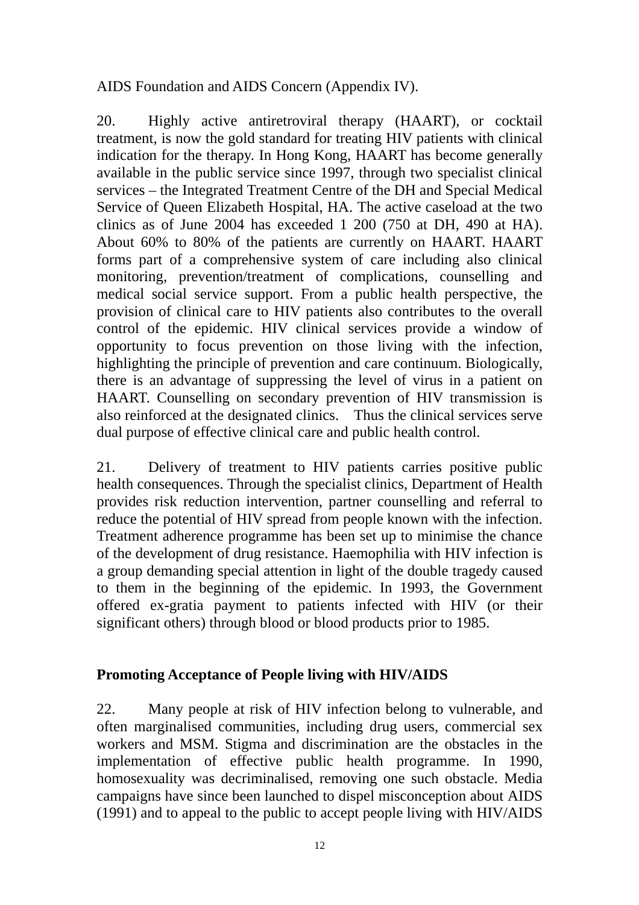AIDS Foundation and AIDS Concern (Appendix IV).

20. Highly active antiretroviral therapy (HAART), or cocktail treatment, is now the gold standard for treating HIV patients with clinical indication for the therapy. In Hong Kong, HAART has become generally available in the public service since 1997, through two specialist clinical services – the Integrated Treatment Centre of the DH and Special Medical Service of Queen Elizabeth Hospital, HA. The active caseload at the two clinics as of June 2004 has exceeded 1 200 (750 at DH, 490 at HA). About 60% to 80% of the patients are currently on HAART. HAART forms part of a comprehensive system of care including also clinical monitoring, prevention/treatment of complications, counselling and medical social service support. From a public health perspective, the provision of clinical care to HIV patients also contributes to the overall control of the epidemic. HIV clinical services provide a window of opportunity to focus prevention on those living with the infection, highlighting the principle of prevention and care continuum. Biologically, there is an advantage of suppressing the level of virus in a patient on HAART. Counselling on secondary prevention of HIV transmission is also reinforced at the designated clinics. Thus the clinical services serve dual purpose of effective clinical care and public health control.

21. Delivery of treatment to HIV patients carries positive public health consequences. Through the specialist clinics, Department of Health provides risk reduction intervention, partner counselling and referral to reduce the potential of HIV spread from people known with the infection. Treatment adherence programme has been set up to minimise the chance of the development of drug resistance. Haemophilia with HIV infection is a group demanding special attention in light of the double tragedy caused to them in the beginning of the epidemic. In 1993, the Government offered ex-gratia payment to patients infected with HIV (or their significant others) through blood or blood products prior to 1985.

**Promoting Acceptance of People living with HIV/AIDS**

22. Many people at risk of HIV infection belong to vulnerable, and often marginalised communities, including drug users, commercial sex workers and MSM. Stigma and discrimination are the obstacles in the implementation of effective public health programme. In 1990, homosexuality was decriminalised, removing one such obstacle. Media campaigns have since been launched to dispel misconception about AIDS (1991) and to appeal to the public to accept people living with HIV/AIDS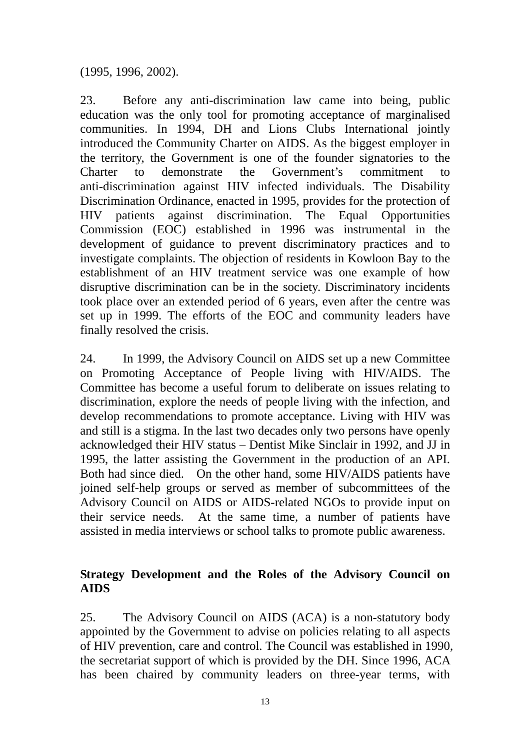(1995, 1996, 2002).

23. Before any anti-discrimination law came into being, public education was the only tool for promoting acceptance of marginalised communities. In 1994, DH and Lions Clubs International jointly introduced the Community Charter on AIDS. As the biggest employer in the territory, the Government is one of the founder signatories to the Charter to demonstrate the Government's commitment to anti-discrimination against HIV infected individuals. The Disability Discrimination Ordinance, enacted in 1995, provides for the protection of HIV patients against discrimination. The Equal Opportunities Commission (EOC) established in 1996 was instrumental in the development of guidance to prevent discriminatory practices and to investigate complaints. The objection of residents in Kowloon Bay to the establishment of an HIV treatment service was one example of how disruptive discrimination can be in the society. Discriminatory incidents took place over an extended period of 6 years, even after the centre was set up in 1999. The efforts of the EOC and community leaders have finally resolved the crisis.

24. In 1999, the Advisory Council on AIDS set up a new Committee on Promoting Acceptance of People living with HIV/AIDS. The Committee has become a useful forum to deliberate on issues relating to discrimination, explore the needs of people living with the infection, and develop recommendations to promote acceptance. Living with HIV was and still is a stigma. In the last two decades only two persons have openly acknowledged their HIV status – Dentist Mike Sinclair in 1992, and JJ in 1995, the latter assisting the Government in the production of an API. Both had since died. On the other hand, some HIV/AIDS patients have joined self-help groups or served as member of subcommittees of the Advisory Council on AIDS or AIDS-related NGOs to provide input on their service needs. At the same time, a number of patients have assisted in media interviews or school talks to promote public awareness.

## Strategy Development and the Roles of the Advisory Council on AIDS

25. The Advisory Council on AIDS (ACA) is a non-statutory body appointed by the Government to advise on policies relating to all aspects of HIV prevention, care and control. The Council was established in 1990, the secretariat support of which is provided by the DH. Since 1996, ACA has been chaired by community leaders on three-year terms, with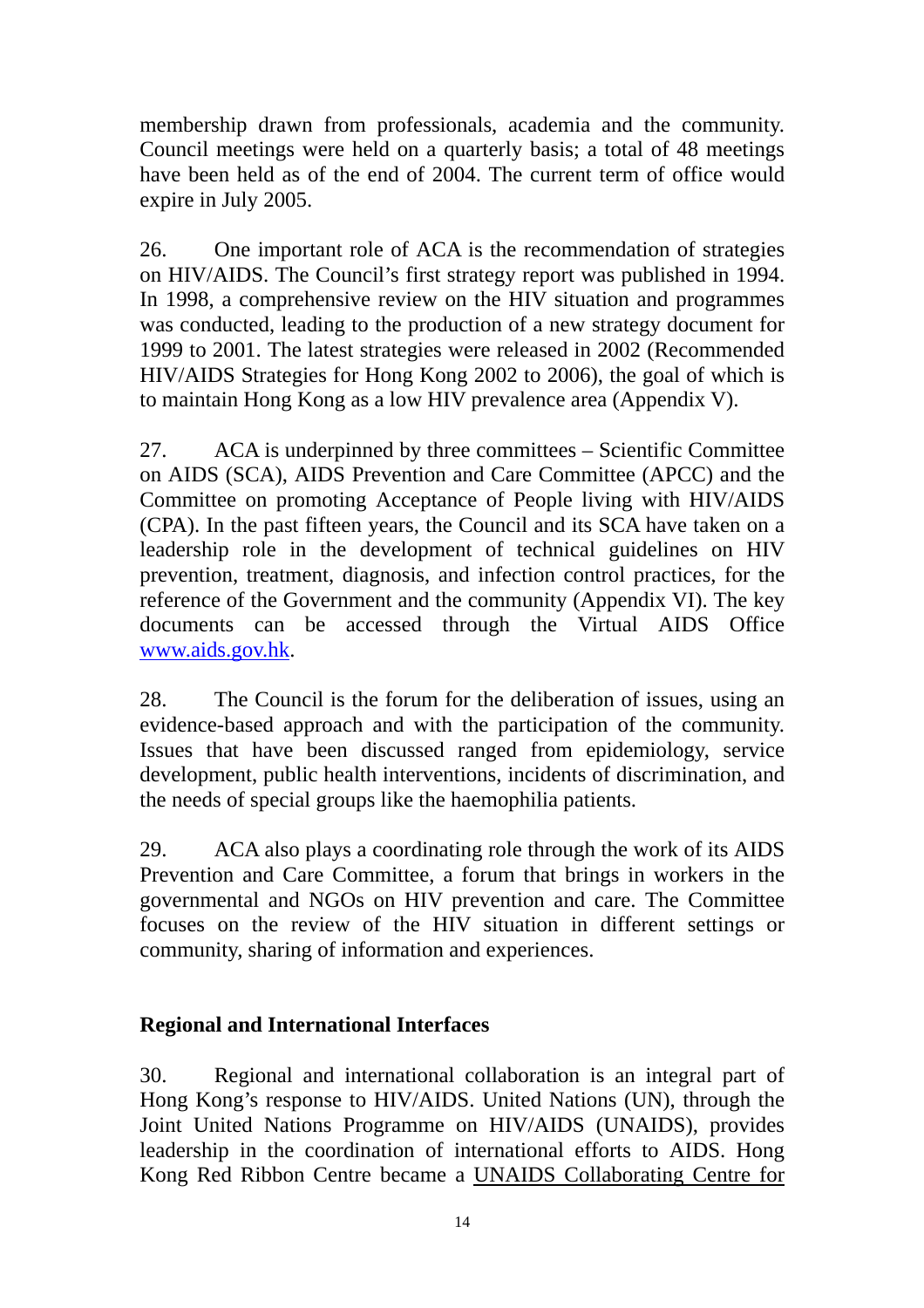membership drawn from professionals, academia and the community. Council meetings were held on a quarterly basis; a total of 48 meetings have been held as of the end of 2004. The current term of office would expire in July 2005.

26. One important role of ACA is the recommendation of strategies on HIV/AIDS. The Council's first strategy report was published in 1994. In 1998, a comprehensive review on the HIV situation and programmes was conducted, leading to the production of a new strategy document for 1999 to 2001. The latest strategies were released in 2002 (Recommended HIV/AIDS Strategies for Hong Kong 2002 to 2006), the goal of which is to maintain Hong Kong as a low HIV prevalence area (Appendix V).

27. ACA is underpinned by three committees – Scientific Committee on AIDS (SCA), AIDS Prevention and Care Committee (APCC) and the Committee on promoting Acceptance of People living with HIV/AIDS (CPA). In the past fifteen years, the Council and its SCA have taken on a leadership role in the development of technical guidelines on HIV prevention, treatment, diagnosis, and infection control practices, for the reference of the Government and the community (Appendix VI). The key documents can be accessed through the Virtual AIDS Office www.aids.gov.hk.

28. The Council is the forum for the deliberation of issues, using an evidence-based approach and with the participation of the community. Issues that have been discussed ranged from epidemiology, service development, public health interventions, incidents of discrimination, and the needs of special groups like the haemophilia patients.

29. ACA also plays a coordinating role through the work of its AIDS Prevention and Care Committee, a forum that brings in workers in the governmental and NGOs on HIV prevention and care. The Committee focuses on the review of the HIV situation in different settings or community, sharing of information and experiences.

**Regional and International Interfaces**

30. Regional and international collaboration is an integral part of Hong Kong's response to HIV/AIDS. United Nations (UN), through the Joint United Nations Programme on HIV/AIDS (UNAIDS), provides leadership in the coordination of international efforts to AIDS. Hong Kong Red Ribbon Centre became a UNAIDS Collaborating Centre for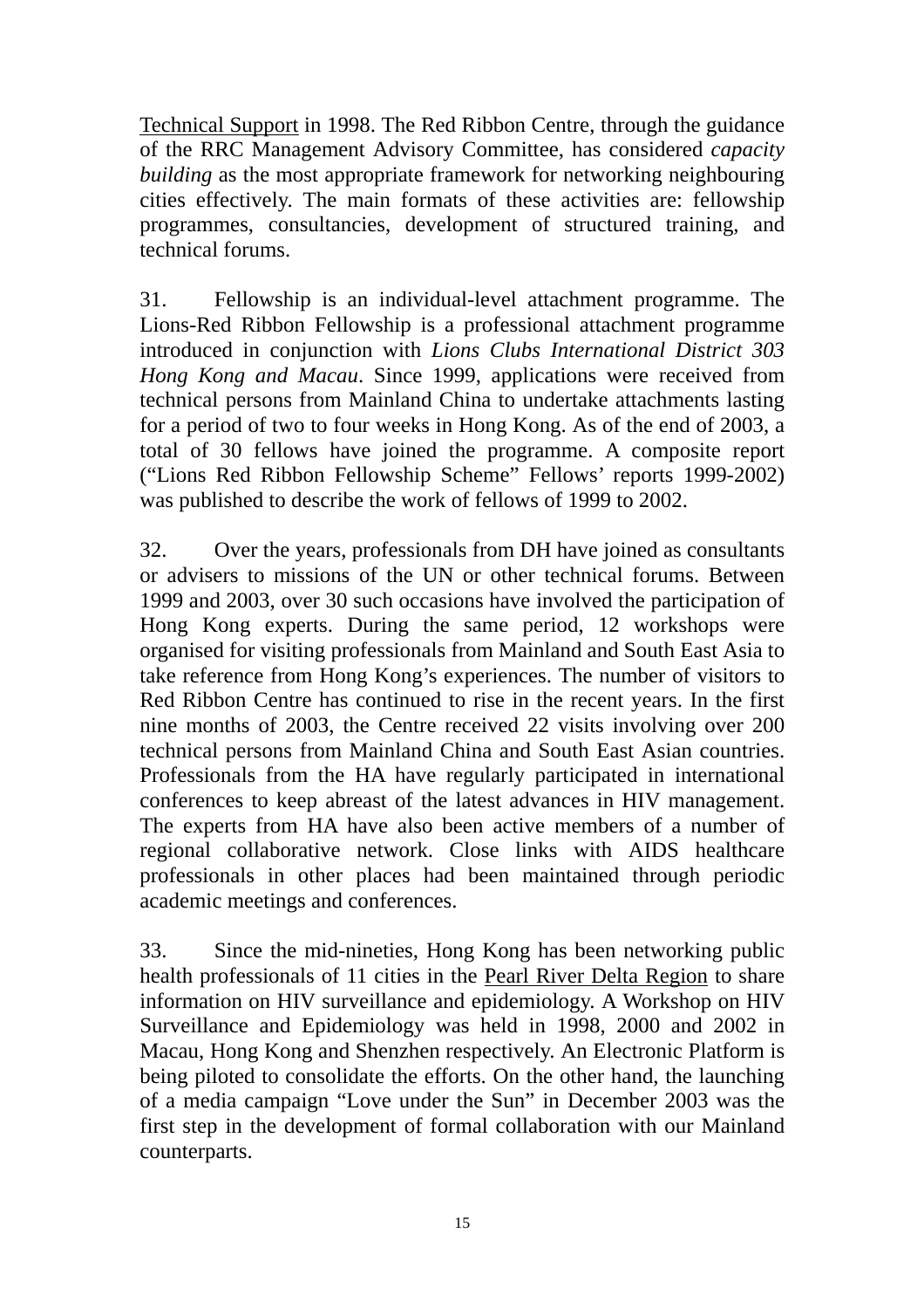<u>Technical Support</u> in 1998. The Red Ribbon Centre, through the guidance of the RRC Management Advisory Committee, has considered *capacity building* as the most appropriate framework for networking neighbouring cities effectively. The main formats of these activities are: fellowship programmes, consultancies, development of structured training, and technical forums.

31. Fellowship is an individual-level attachment programme. The Lions-Red Ribbon Fellowship is a professional attachment programme introduced in conjunction with *Lions Clubs International District 303 Hong Kong and Macau*. Since 1999, applications were received from technical persons from Mainland China to undertake attachments lasting for a period of two to four weeks in Hong Kong. As of the end of 2003, a total of 30 fellows have joined the programme. A composite report ("Lions Red Ribbon Fellowship Scheme" Fellows' reports 1999-2002) was published to describe the work of fellows of 1999 to 2002.

32. Over the years, professionals from DH have joined as consultants or advisers to missions of the UN or other technical forums. Between 1999 and 2003, over 30 such occasions have involved the participation of Hong Kong experts. During the same period, 12 workshops were organised for visiting professionals from Mainland and South East Asia to take reference from Hong Kong's experiences. The number of visitors to Red Ribbon Centre has continued to rise in the recent years. In the first nine months of 2003, the Centre received 22 visits involving over 200 technical persons from Mainland China and South East Asian countries. Professionals from the HA have regularly participated in international conferences to keep abreast of the latest advances in HIV management. The experts from HA have also been active members of a number of regional collaborative network. Close links with AIDS healthcare professionals in other places had been maintained through periodic academic meetings and conferences.

33. Since the mid-nineties, Hong Kong has been networking public health professionals of 11 cities in the <u>Pearl River Delta Region</u> to share information on HIV surveillance and epidemiology. A Workshop on HIV Surveillance and Epidemiology was held in 1998, 2000 and 2002 in Macau, Hong Kong and Shenzhen respectively. An Electronic Platform is being piloted to consolidate the efforts. On the other hand, the launching of a media campaign "Love under the Sun" in December 2003 was the first step in the development of formal collaboration with our Mainland counterparts.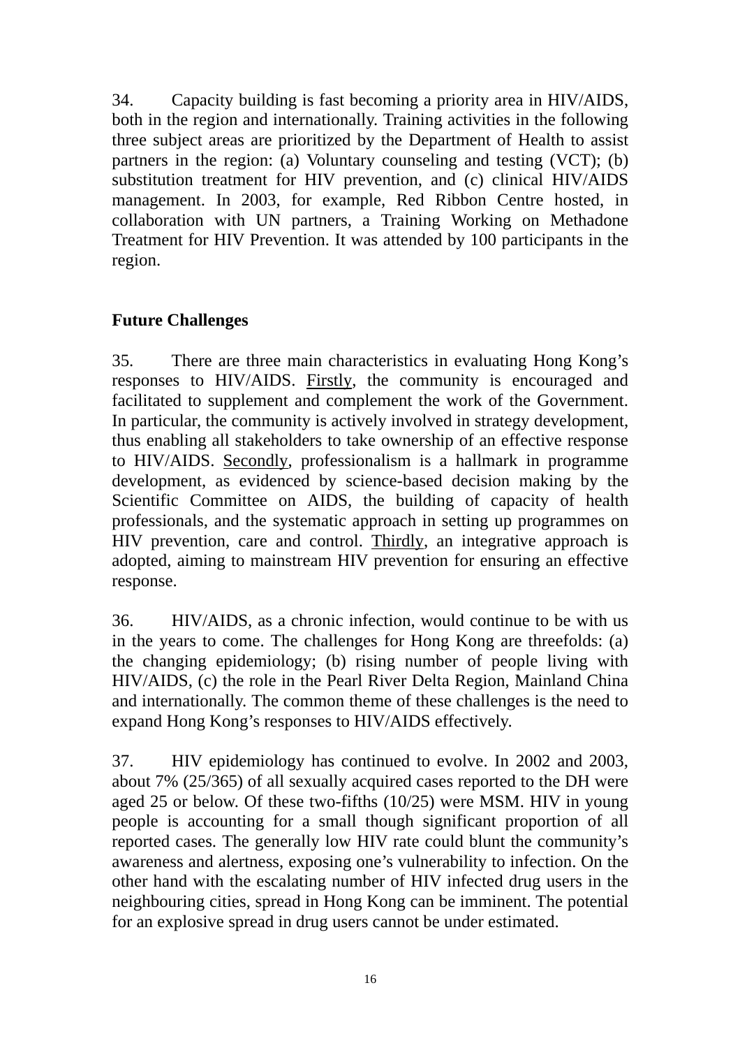34. Capacity building is fast becoming a priority area in HIV/AIDS, both in the region and internationally. Training activities in the following three subject areas are prioritized by the Department of Health to assist partners in the region: (a) Voluntary counseling and testing (VCT); (b) substitution treatment for HIV prevention, and (c) clinical HIV/AIDS management. In 2003, for example, Red Ribbon Centre hosted, in collaboration with UN partners, a Training Working on Methadone Treatment for HIV Prevention. It was attended by 100 participants in the region.

**Future Challenges**

35. There are three main characteristics in evaluating Hong Kong's responses to HIV/AIDS. Firstly, the community is encouraged and facilitated to supplement and complement the work of the Government. In particular, the community is actively involved in strategy development, thus enabling all stakeholders to take ownership of an effective response to HIV/AIDS. Secondly, professionalism is a hallmark in programme development, as evidenced by science-based decision making by the Scientific Committee on AIDS, the building of capacity of health professionals, and the systematic approach in setting up programmes on HIV prevention, care and control. Thirdly, an integrative approach is adopted, aiming to mainstream HIV prevention for ensuring an effective response.

36. HIV/AIDS, as a chronic infection, would continue to be with us in the years to come. The challenges for Hong Kong are threefolds: (a) the changing epidemiology; (b) rising number of people living with HIV/AIDS, (c) the role in the Pearl River Delta Region, Mainland China and internationally. The common theme of these challenges is the need to expand Hong Kong's responses to HIV/AIDS effectively.

37. HIV epidemiology has continued to evolve. In 2002 and 2003, about 7% (25/365) of all sexually acquired cases reported to the DH were aged 25 or below. Of these two-fifths (10/25) were MSM. HIV in young people is accounting for a small though significant proportion of all reported cases. The generally low HIV rate could blunt the community's awareness and alertness, exposing one's vulnerability to infection. On the other hand with the escalating number of HIV infected drug users in the neighbouring cities, spread in Hong Kong can be imminent. The potential for an explosive spread in drug users cannot be under estimated.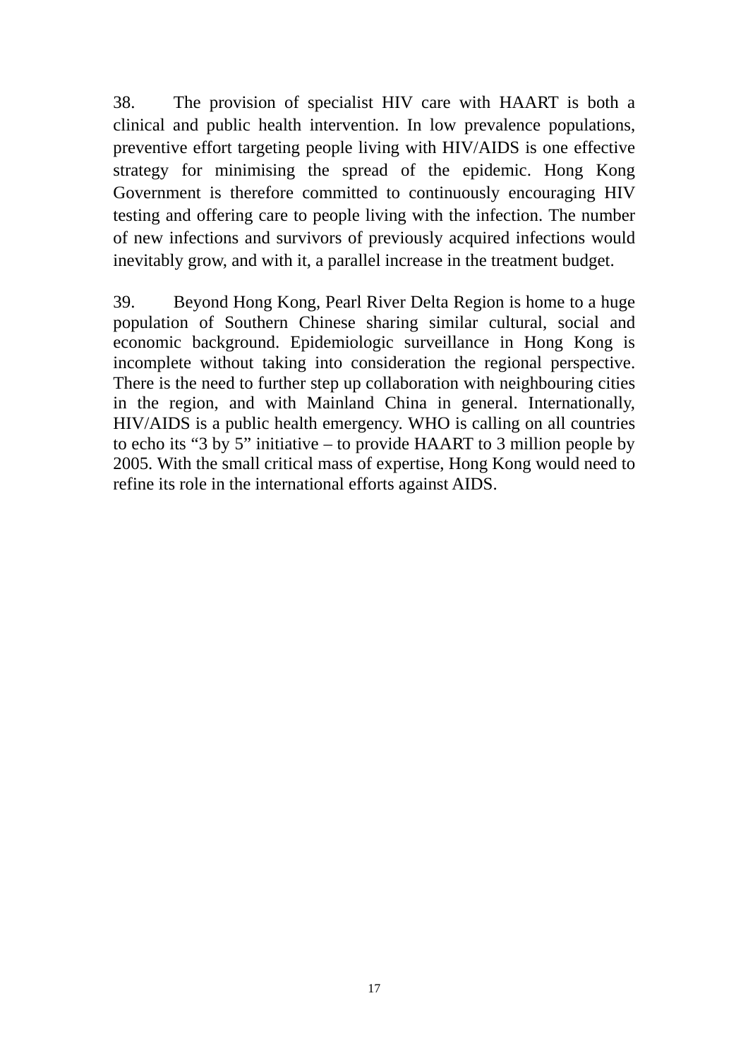38. The provision of specialist HIV care with HAART is both a clinical and public health intervention. In low prevalence populations, preventive effort targeting people living with HIV/AIDS is one effective strategy for minimising the spread of the epidemic. Hong Kong Government is therefore committed to continuously encouraging HIV testing and offering care to people living with the infection. The number of new infections and survivors of previously acquired infections would inevitably grow, and with it, a parallel increase in the treatment budget.

39. Beyond Hong Kong, Pearl River Delta Region is home to a huge population of Southern Chinese sharing similar cultural, social and economic background. Epidemiologic surveillance in Hong Kong is incomplete without taking into consideration the regional perspective. There is the need to further step up collaboration with neighbouring cities in the region, and with Mainland China in general. Internationally, HIV/AIDS is a public health emergency. WHO is calling on all countries to echo its "3 by 5" initiative – to provide HAART to 3 million people by 2005. With the small critical mass of expertise, Hong Kong would need to refine its role in the international efforts against AIDS.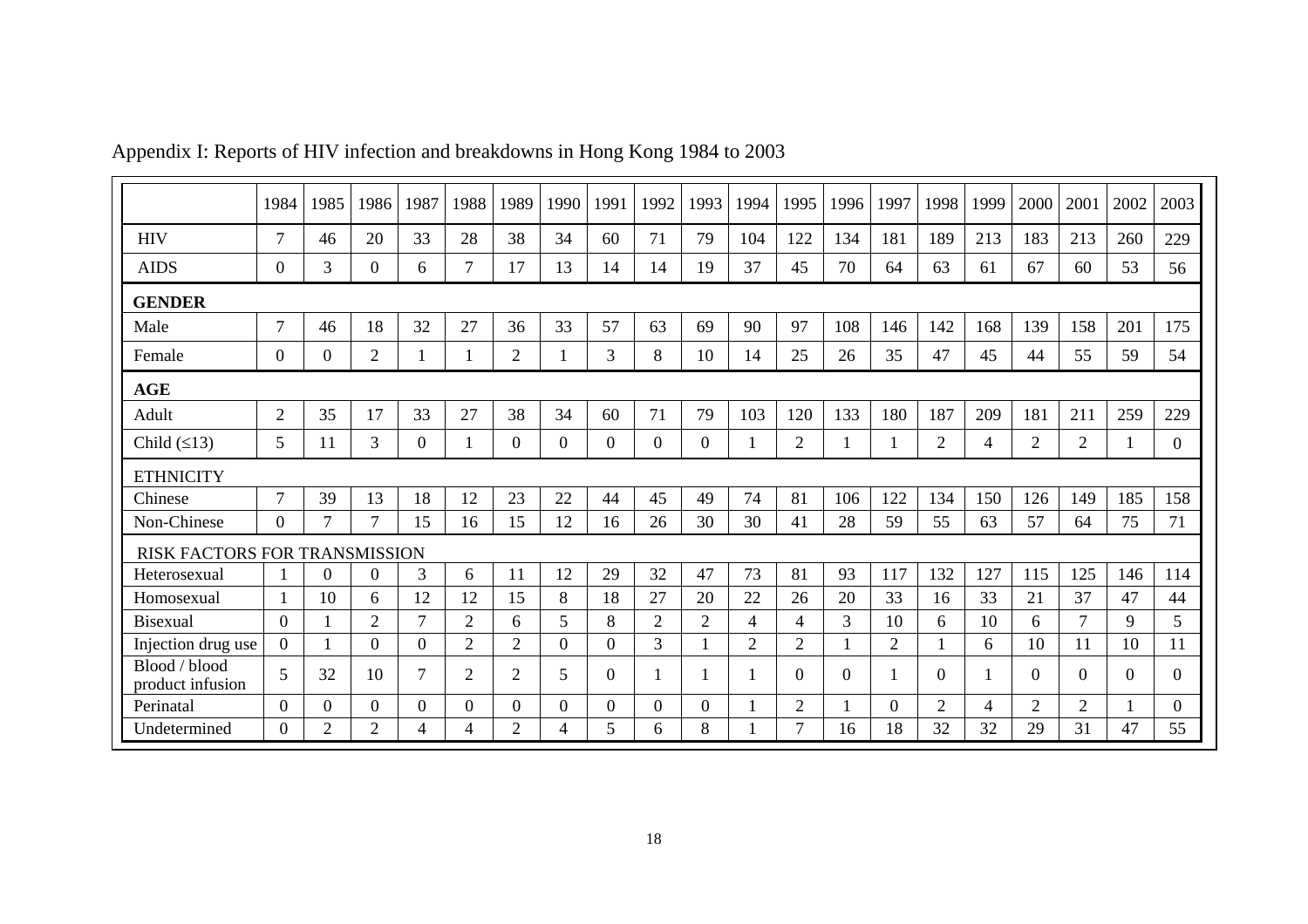Appendix I: Reports of HIV infection and breakdowns in Hong Kong 1984 to 2003

| | 1984 | 1985 | 1986 | 1987 | 1988 | 1989 | 1990 | 1991 | 1992 | 1993 | 1994 | 1995 | 1996 | 1997 | 1998 | 1999 | 2000 | 2001 | 2002 | 2003 |
|---|---|---|---|---|---|---|---|---|---|---|---|---|---|---|---|---|---|---|---|---|
| HIV | 7 | 46 | 20 | 33 | 28 | 38 | 34 | 60 | 71 | 79 | 104 | 122 | 134 | 181 | 189 | 213 | 183 | 213 | 260 | 229 |
| AIDS | 0 | 3 | 0 | 6 | 7 | 17 | 13 | 14 | 14 | 19 | 37 | 45 | 70 | 64 | 63 | 61 | 67 | 60 | 53 | 56 |
| **GENDER** | | | | | | | | | | | | | | | | | | | | |
| Male | 7 | 46 | 18 | 32 | 27 | 36 | 33 | 57 | 63 | 69 | 90 | 97 | 108 | 146 | 142 | 168 | 139 | 158 | 201 | 175 |
| Female | 0 | 0 | 2 | 1 | 1 | 2 | 1 | 3 | 8 | 10 | 14 | 25 | 26 | 35 | 47 | 45 | 44 | 55 | 59 | 54 |
| **AGE** | | | | | | | | | | | | | | | | | | | | |
| Adult | 2 | 35 | 17 | 33 | 27 | 38 | 34 | 60 | 71 | 79 | 103 | 120 | 133 | 180 | 187 | 209 | 181 | 211 | 259 | 229 |
| Child (≤13) | 5 | 11 | 3 | 0 | 1 | 0 | 0 | 0 | 0 | 0 | 1 | 2 | 1 | 1 | 2 | 4 | 2 | 2 | 1 | 0 |
| ETHNICITY | | | | | | | | | | | | | | | | | | | | |
| Chinese | 7 | 39 | 13 | 18 | 12 | 23 | 22 | 44 | 45 | 49 | 74 | 81 | 106 | 122 | 134 | 150 | 126 | 149 | 185 | 158 |
| Non-Chinese | 0 | 7 | 7 | 15 | 16 | 15 | 12 | 16 | 26 | 30 | 30 | 41 | 28 | 59 | 55 | 63 | 57 | 64 | 75 | 71 |
| RISK FACTORS FOR TRANSMISSION | | | | | | | | | | | | | | | | | | | | |
| Heterosexual | 1 | 0 | 0 | 3 | 6 | 11 | 12 | 29 | 32 | 47 | 73 | 81 | 93 | 117 | 132 | 127 | 115 | 125 | 146 | 114 |
| Homosexual | 1 | 10 | 6 | 12 | 12 | 15 | 8 | 18 | 27 | 20 | 22 | 26 | 20 | 33 | 16 | 33 | 21 | 37 | 47 | 44 |
| Bisexual | 0 | 1 | 2 | 7 | 2 | 6 | 5 | 8 | 2 | 2 | 4 | 4 | 3 | 10 | 6 | 10 | 6 | 7 | 9 | 5 |
| Injection drug use | 0 | 1 | 0 | 0 | 2 | 2 | 0 | 0 | 3 | 1 | 2 | 2 | 1 | 2 | 1 | 6 | 10 | 11 | 10 | 11 |
| Blood / blood product infusion | 5 | 32 | 10 | 7 | 2 | 2 | 5 | 0 | 1 | 1 | 1 | 0 | 0 | 1 | 0 | 1 | 0 | 0 | 0 | 0 |
| Perinatal | 0 | 0 | 0 | 0 | 0 | 0 | 0 | 0 | 0 | 0 | 1 | 2 | 1 | 0 | 2 | 4 | 2 | 2 | 1 | 0 |
| Undetermined | 0 | 2 | 2 | 4 | 4 | 2 | 4 | 5 | 6 | 8 | 1 | 7 | 16 | 18 | 32 | 32 | 29 | 31 | 47 | 55 |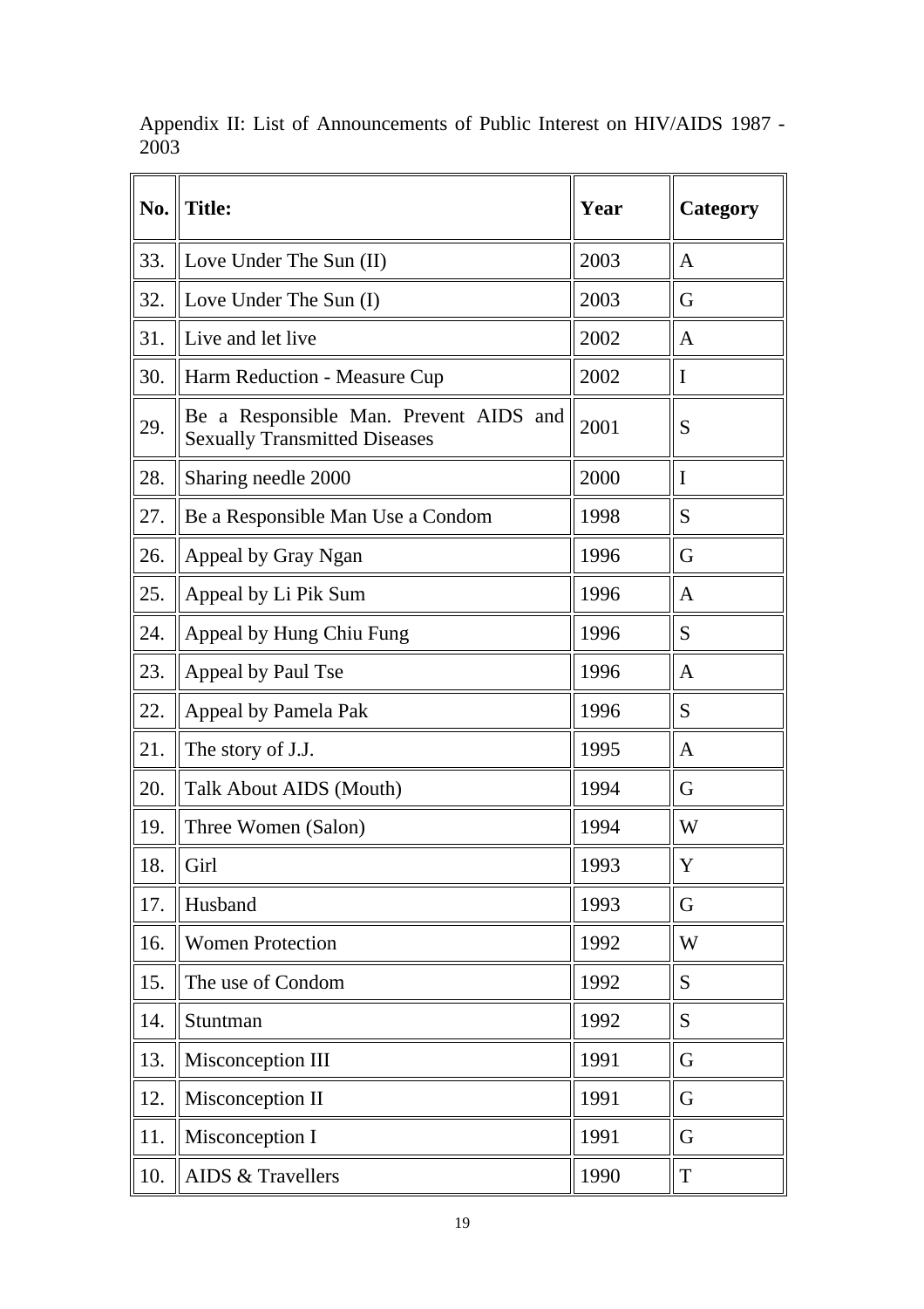Appendix II: List of Announcements of Public Interest on HIV/AIDS 1987 - 2003

| No. | Title: | Year | Category |
|---|---|---|---|
| 33. | Love Under The Sun (II) | 2003 | A |
| 32. | Love Under The Sun (I) | 2003 | G |
| 31. | Live and let live | 2002 | A |
| 30. | Harm Reduction - Measure Cup | 2002 | I |
| 29. | Be a Responsible Man. Prevent AIDS and Sexually Transmitted Diseases | 2001 | S |
| 28. | Sharing needle 2000 | 2000 | I |
| 27. | Be a Responsible Man Use a Condom | 1998 | S |
| 26. | Appeal by Gray Ngan | 1996 | G |
| 25. | Appeal by Li Pik Sum | 1996 | A |
| 24. | Appeal by Hung Chiu Fung | 1996 | S |
| 23. | Appeal by Paul Tse | 1996 | A |
| 22. | Appeal by Pamela Pak | 1996 | S |
| 21. | The story of J.J. | 1995 | A |
| 20. | Talk About AIDS (Mouth) | 1994 | G |
| 19. | Three Women (Salon) | 1994 | W |
| 18. | Girl | 1993 | Y |
| 17. | Husband | 1993 | G |
| 16. | Women Protection | 1992 | W |
| 15. | The use of Condom | 1992 | S |
| 14. | Stuntman | 1992 | S |
| 13. | Misconception III | 1991 | G |
| 12. | Misconception II | 1991 | G |
| 11. | Misconception I | 1991 | G |
| 10. | AIDS & Travellers | 1990 | T |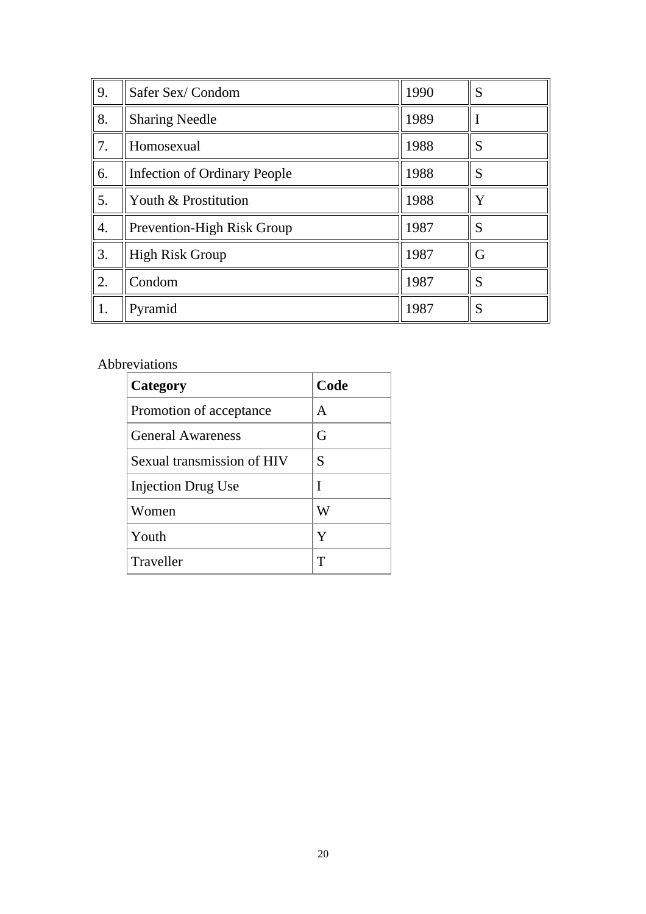| 9. | Safer Sex/ Condom | 1990 | S |
|---|---|---|---|
| 8. | Sharing Needle | 1989 | I |
| 7. | Homosexual | 1988 | S |
| 6. | Infection of Ordinary People | 1988 | S |
| 5. | Youth & Prostitution | 1988 | Y |
| 4. | Prevention-High Risk Group | 1987 | S |
| 3. | High Risk Group | 1987 | G |
| 2. | Condom | 1987 | S |
| 1. | Pyramid | 1987 | S |

Abbreviations

| **Category** | **Code** |
|---|---|
| Promotion of acceptance | A |
| General Awareness | G |
| Sexual transmission of HIV | S |
| Injection Drug Use | I |
| Women | W |
| Youth | Y |
| Traveller | T |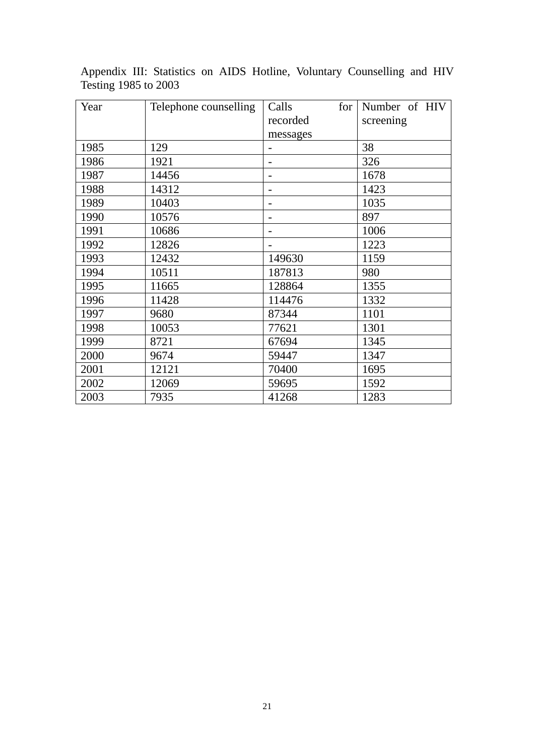Appendix III: Statistics on AIDS Hotline, Voluntary Counselling and HIV Testing 1985 to 2003

| Year | Telephone counselling | Calls for recorded messages | Number of HIV screening |
|---|---|---|---|
| 1985 | 129 | - | 38 |
| 1986 | 1921 | - | 326 |
| 1987 | 14456 | - | 1678 |
| 1988 | 14312 | - | 1423 |
| 1989 | 10403 | - | 1035 |
| 1990 | 10576 | - | 897 |
| 1991 | 10686 | - | 1006 |
| 1992 | 12826 | - | 1223 |
| 1993 | 12432 | 149630 | 1159 |
| 1994 | 10511 | 187813 | 980 |
| 1995 | 11665 | 128864 | 1355 |
| 1996 | 11428 | 114476 | 1332 |
| 1997 | 9680 | 87344 | 1101 |
| 1998 | 10053 | 77621 | 1301 |
| 1999 | 8721 | 67694 | 1345 |
| 2000 | 9674 | 59447 | 1347 |
| 2001 | 12121 | 70400 | 1695 |
| 2002 | 12069 | 59695 | 1592 |
| 2003 | 7935 | 41268 | 1283 |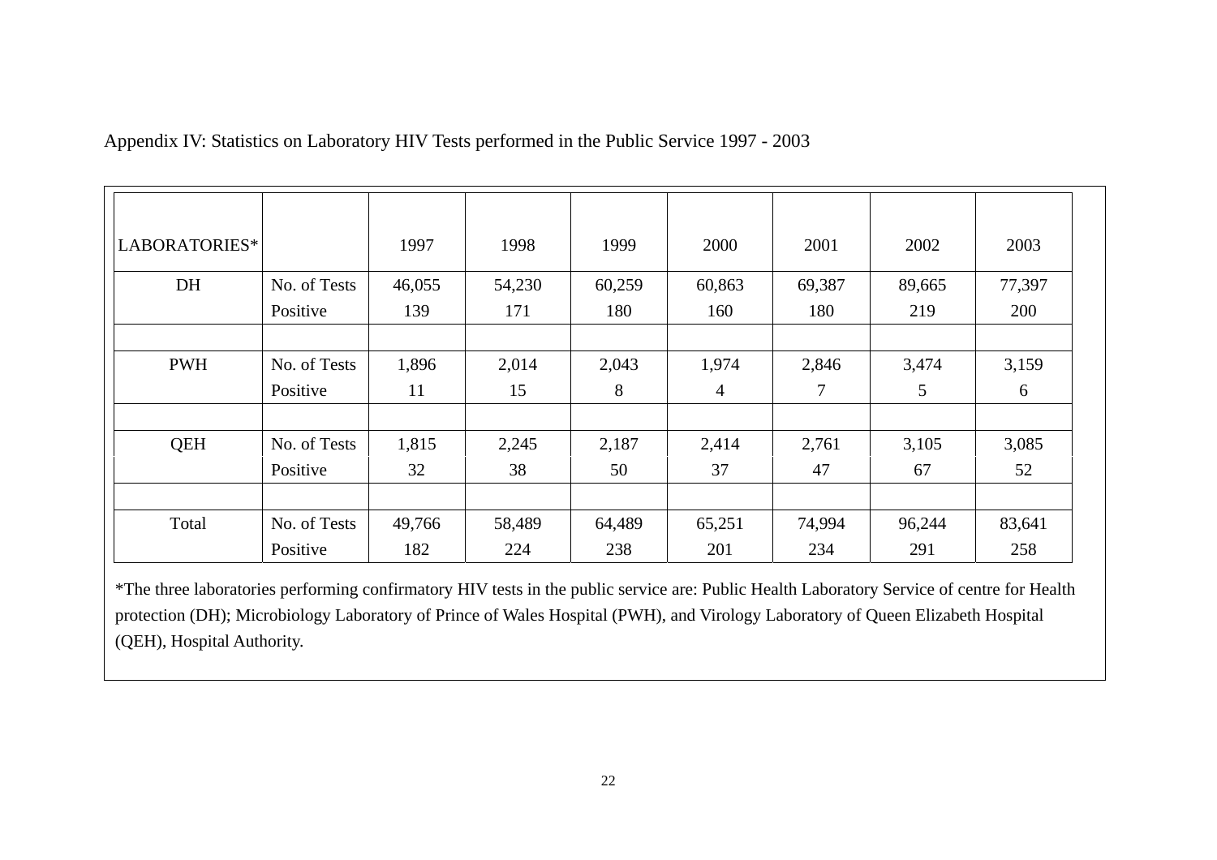Appendix IV: Statistics on Laboratory HIV Tests performed in the Public Service 1997 - 2003

| LABORATORIES* | | 1997 | 1998 | 1999 | 2000 | 2001 | 2002 | 2003 |
|---|---|---|---|---|---|---|---|---|
| DH | No. of Tests | 46,055 | 54,230 | 60,259 | 60,863 | 69,387 | 89,665 | 77,397 |
| | Positive | 139 | 171 | 180 | 160 | 180 | 219 | 200 |
| | | | | | | | | |
| PWH | No. of Tests | 1,896 | 2,014 | 2,043 | 1,974 | 2,846 | 3,474 | 3,159 |
| | Positive | 11 | 15 | 8 | 4 | 7 | 5 | 6 |
| | | | | | | | | |
| QEH | No. of Tests | 1,815 | 2,245 | 2,187 | 2,414 | 2,761 | 3,105 | 3,085 |
| | Positive | 32 | 38 | 50 | 37 | 47 | 67 | 52 |
| | | | | | | | | |
| Total | No. of Tests | 49,766 | 58,489 | 64,489 | 65,251 | 74,994 | 96,244 | 83,641 |
| | Positive | 182 | 224 | 238 | 201 | 234 | 291 | 258 |

*The three laboratories performing confirmatory HIV tests in the public service are: Public Health Laboratory Service of centre for Health protection (DH); Microbiology Laboratory of Prince of Wales Hospital (PWH), and Virology Laboratory of Queen Elizabeth Hospital (QEH), Hospital Authority.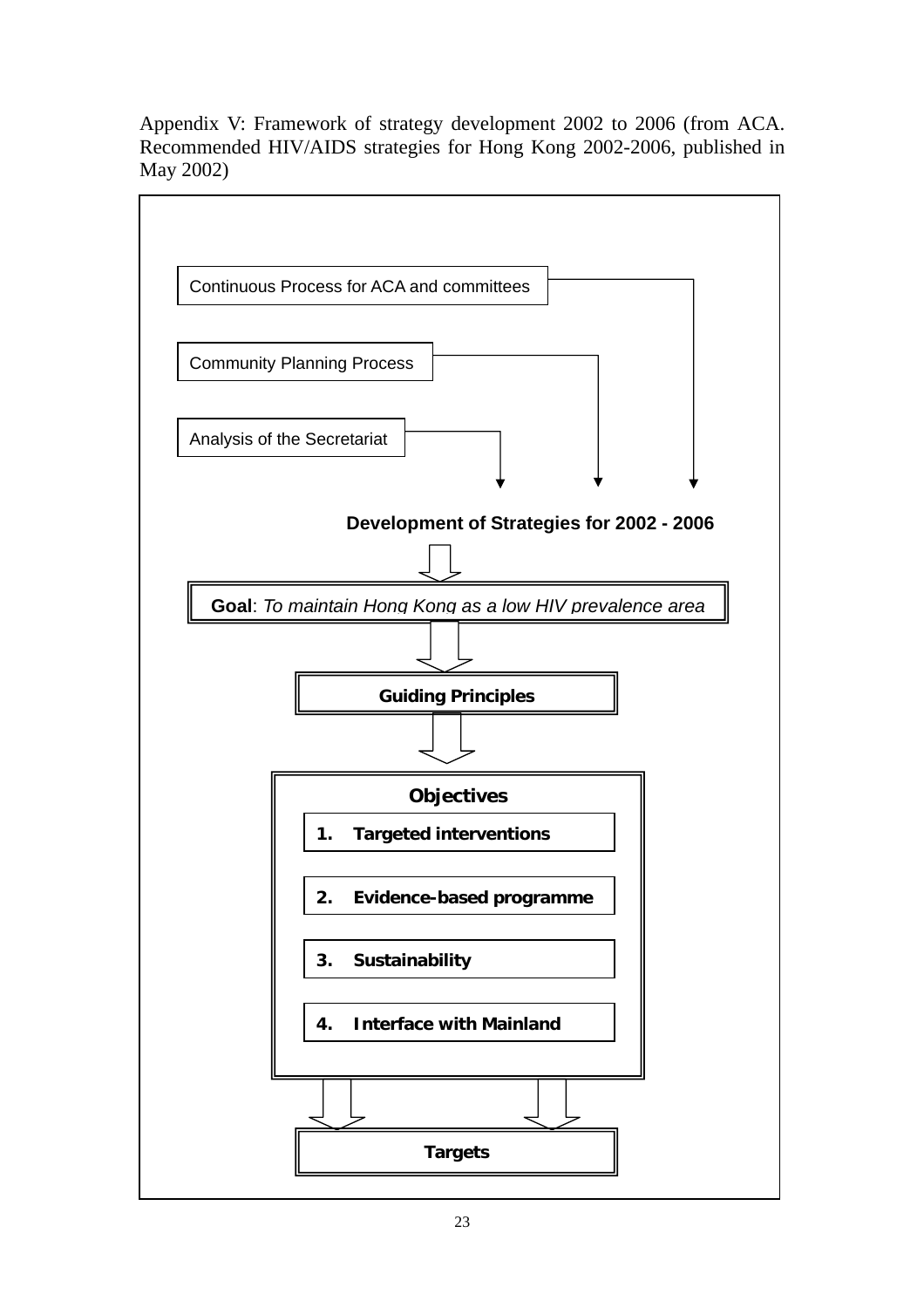Appendix V: Framework of strategy development 2002 to 2006 (from ACA. Recommended HIV/AIDS strategies for Hong Kong 2002-2006, published in May 2002)

Continuous Process for ACA and committees

Community Planning Process

Analysis of the Secretariat

**Development of Strategies for 2002 - 2006**

**Goal**: *To maintain Hong Kong as a low HIV prevalence area*

**Guiding Principles**

**Objectives**

1. **Targeted interventions**
2. **Evidence-based programme**
3. **Sustainability**
4. **Interface with Mainland**

**Targets**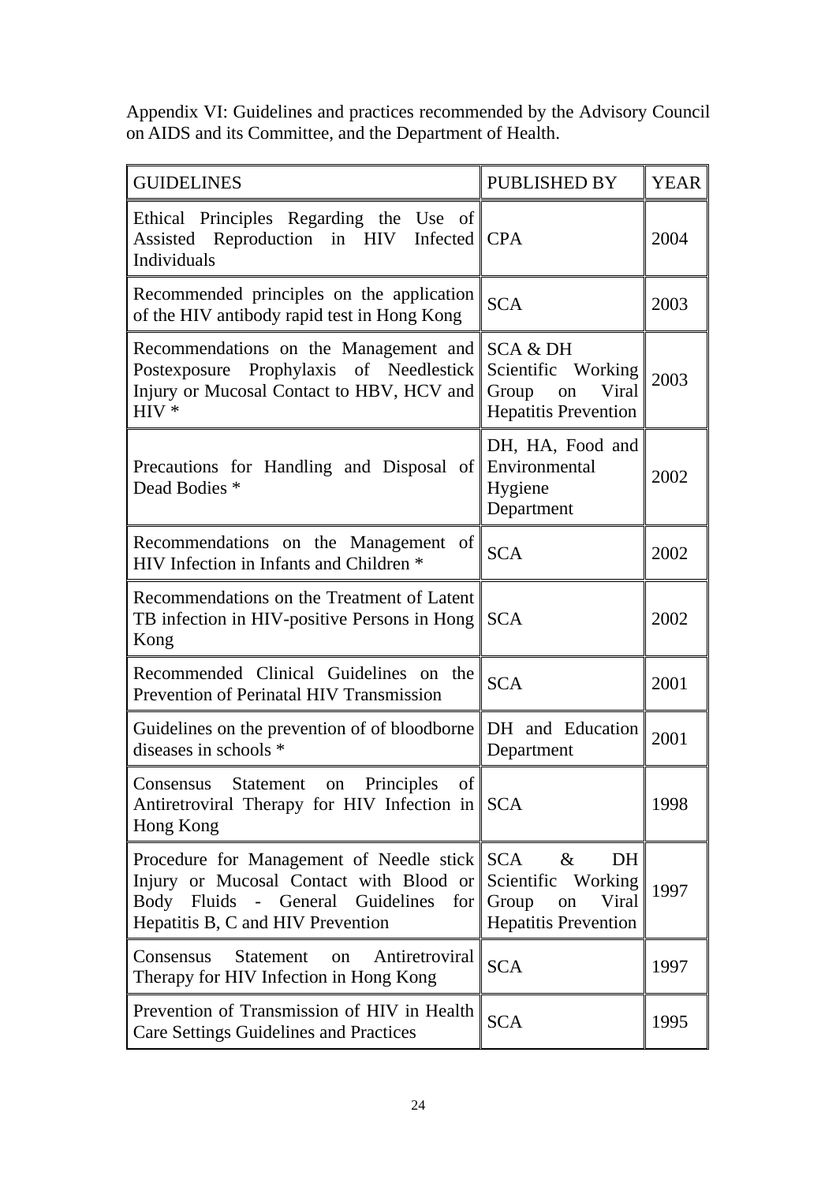Appendix VI: Guidelines and practices recommended by the Advisory Council on AIDS and its Committee, and the Department of Health.

| GUIDELINES | PUBLISHED BY | YEAR |
| --- | --- | --- |
| Ethical Principles Regarding the Use of Assisted Reproduction in HIV Infected Individuals | CPA | 2004 |
| Recommended principles on the application of the HIV antibody rapid test in Hong Kong | SCA | 2003 |
| Recommendations on the Management and Postexposure Prophylaxis of Needlestick Injury or Mucosal Contact to HBV, HCV and HIV * | SCA & DH Scientific Working Group on Viral Hepatitis Prevention | 2003 |
| Precautions for Handling and Disposal of Dead Bodies * | DH, HA, Food and Environmental Hygiene Department | 2002 |
| Recommendations on the Management of HIV Infection in Infants and Children * | SCA | 2002 |
| Recommendations on the Treatment of Latent TB infection in HIV-positive Persons in Hong Kong | SCA | 2002 |
| Recommended Clinical Guidelines on the Prevention of Perinatal HIV Transmission | SCA | 2001 |
| Guidelines on the prevention of of bloodborne diseases in schools * | DH and Education Department | 2001 |
| Consensus Statement on Principles of Antiretroviral Therapy for HIV Infection in Hong Kong | SCA | 1998 |
| Procedure for Management of Needle stick Injury or Mucosal Contact with Blood or Body Fluids - General Guidelines for Hepatitis B, C and HIV Prevention | SCA & DH Scientific Working Group on Viral Hepatitis Prevention | 1997 |
| Consensus Statement on Antiretroviral Therapy for HIV Infection in Hong Kong | SCA | 1997 |
| Prevention of Transmission of HIV in Health Care Settings Guidelines and Practices | SCA | 1995 |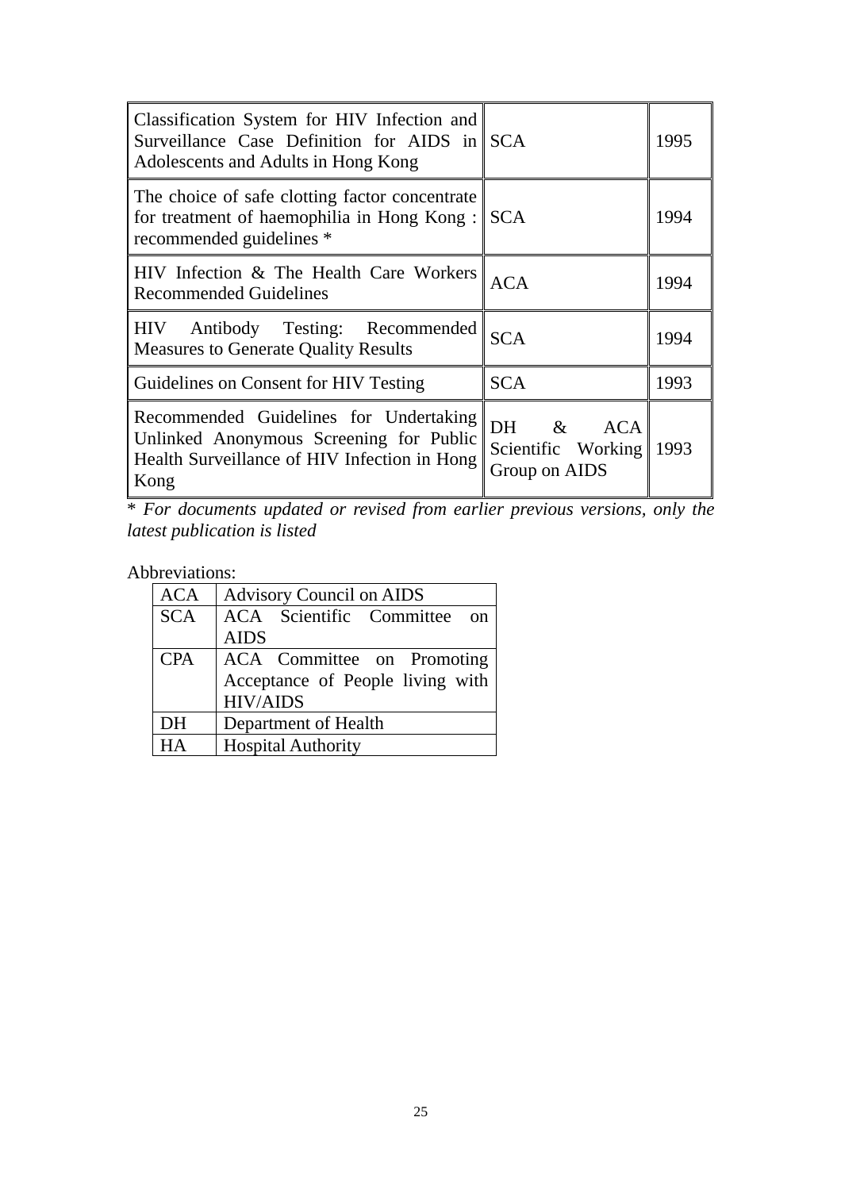| | | |
|---|---|---|
| Classification System for HIV Infection and Surveillance Case Definition for AIDS in Adolescents and Adults in Hong Kong | SCA | 1995 |
| The choice of safe clotting factor concentrate for treatment of haemophilia in Hong Kong : recommended guidelines * | SCA | 1994 |
| HIV Infection & The Health Care Workers Recommended Guidelines | ACA | 1994 |
| HIV Antibody Testing: Recommended Measures to Generate Quality Results | SCA | 1994 |
| Guidelines on Consent for HIV Testing | SCA | 1993 |
| Recommended Guidelines for Undertaking Unlinked Anonymous Screening for Public Health Surveillance of HIV Infection in Hong Kong | DH & ACA Scientific Working Group on AIDS | 1993 |

* *For documents updated or revised from earlier previous versions, only the latest publication is listed*

Abbreviations:

| | |
|---|---|
| ACA | Advisory Council on AIDS |
| SCA | ACA Scientific Committee on AIDS |
| CPA | ACA Committee on Promoting Acceptance of People living with HIV/AIDS |
| DH | Department of Health |
| HA | Hospital Authority |